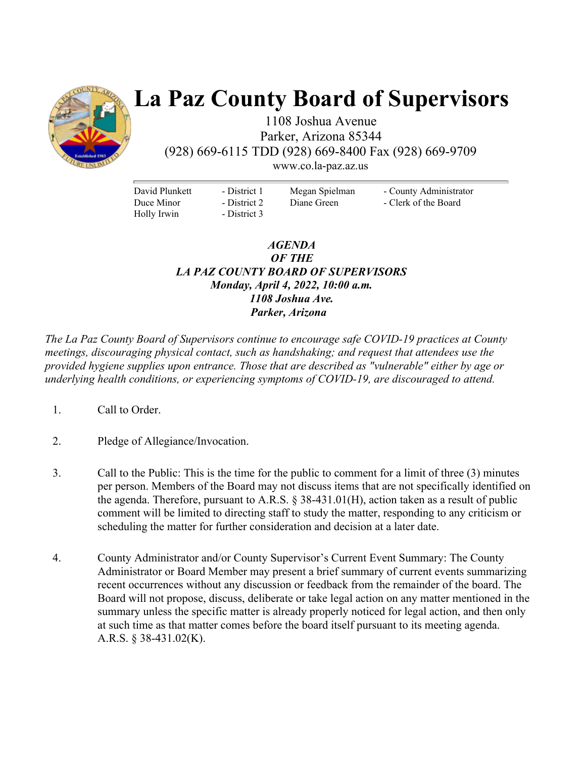# La Paz County Board of Supervisors

1108 Joshua Avenue
Parker, Arizona 85344
(928) 669-6115 TDD (928) 669-8400 Fax (928) 669-9709
www.co.la-paz.az.us

| | | | |
|---|---|---|---|
| David Plunkett | - District 1 | Megan Spielman | - County Administrator |
| Duce Minor | - District 2 | Diane Green | - Clerk of the Board |
| Holly Irwin | - District 3 | | |

***AGENDA***
***OF THE***
***LA PAZ COUNTY BOARD OF SUPERVISORS***
***Monday, April 4, 2022, 10:00 a.m.***
***1108 Joshua Ave.***
***Parker, Arizona***

*The La Paz County Board of Supervisors continue to encourage safe COVID-19 practices at County meetings, discouraging physical contact, such as handshaking; and request that attendees use the provided hygiene supplies upon entrance. Those that are described as "vulnerable" either by age or underlying health conditions, or experiencing symptoms of COVID-19, are discouraged to attend.*

1. Call to Order.

2. Pledge of Allegiance/Invocation.

3. Call to the Public: This is the time for the public to comment for a limit of three (3) minutes per person. Members of the Board may not discuss items that are not specifically identified on the agenda. Therefore, pursuant to A.R.S. § 38-431.01(H), action taken as a result of public comment will be limited to directing staff to study the matter, responding to any criticism or scheduling the matter for further consideration and decision at a later date.

4. County Administrator and/or County Supervisor's Current Event Summary: The County Administrator or Board Member may present a brief summary of current events summarizing recent occurrences without any discussion or feedback from the remainder of the board. The Board will not propose, discuss, deliberate or take legal action on any matter mentioned in the summary unless the specific matter is already properly noticed for legal action, and then only at such time as that matter comes before the board itself pursuant to its meeting agenda. A.R.S. § 38-431.02(K).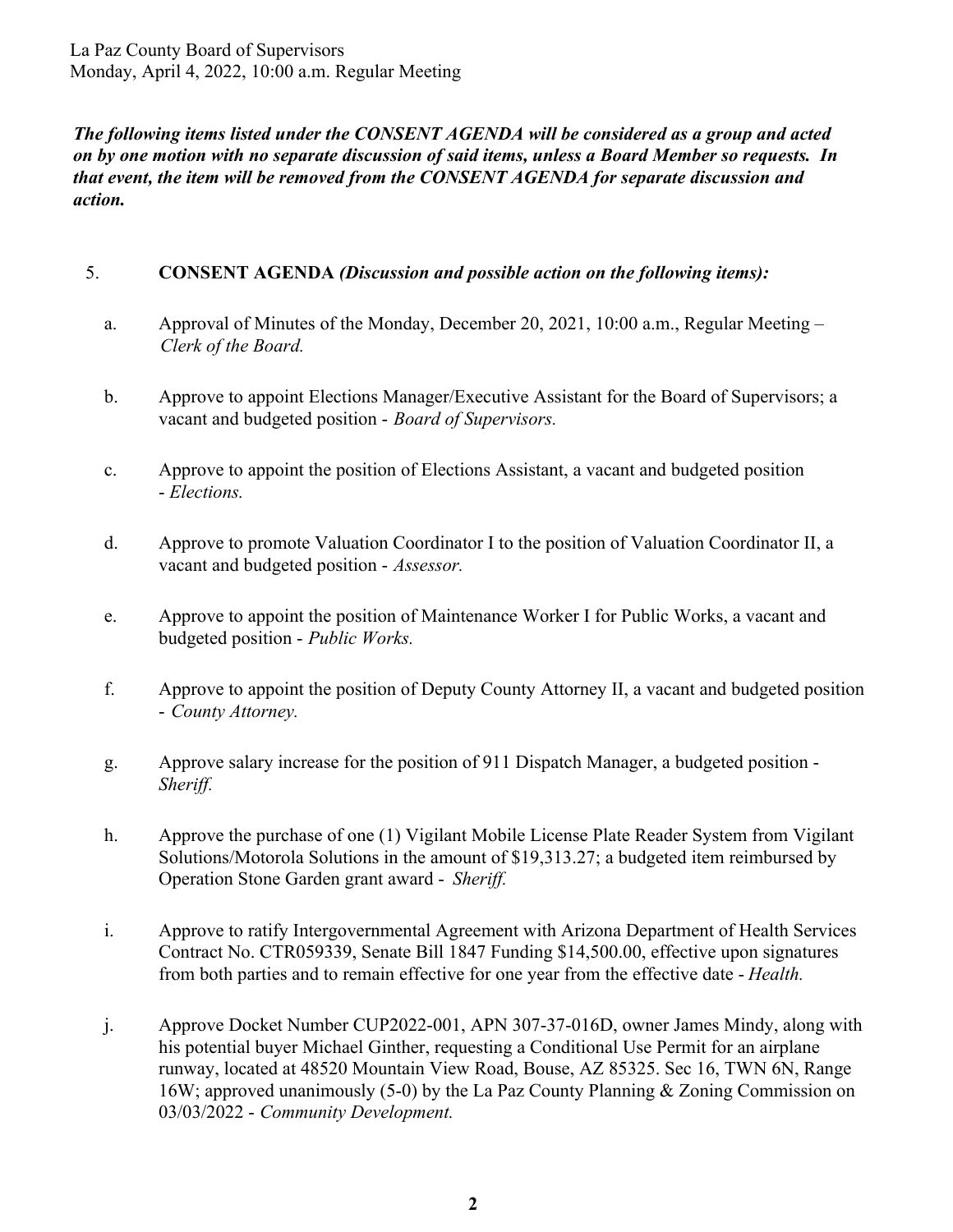La Paz County Board of Supervisors
Monday, April 4, 2022, 10:00 a.m. Regular Meeting

***The following items listed under the CONSENT AGENDA will be considered as a group and acted on by one motion with no separate discussion of said items, unless a Board Member so requests. In that event, the item will be removed from the CONSENT AGENDA for separate discussion and action.***

5. **CONSENT AGENDA** ***(Discussion and possible action on the following items):***

   a. Approval of Minutes of the Monday, December 20, 2021, 10:00 a.m., Regular Meeting – *Clerk of the Board.*

   b. Approve to appoint Elections Manager/Executive Assistant for the Board of Supervisors; a vacant and budgeted position - *Board of Supervisors.*

   c. Approve to appoint the position of Elections Assistant, a vacant and budgeted position - *Elections.*

   d. Approve to promote Valuation Coordinator I to the position of Valuation Coordinator II, a vacant and budgeted position - *Assessor.*

   e. Approve to appoint the position of Maintenance Worker I for Public Works, a vacant and budgeted position - *Public Works.*

   f. Approve to appoint the position of Deputy County Attorney II, a vacant and budgeted position - *County Attorney.*

   g. Approve salary increase for the position of 911 Dispatch Manager, a budgeted position - *Sheriff.*

   h. Approve the purchase of one (1) Vigilant Mobile License Plate Reader System from Vigilant Solutions/Motorola Solutions in the amount of $19,313.27; a budgeted item reimbursed by Operation Stone Garden grant award - *Sheriff.*

   i. Approve to ratify Intergovernmental Agreement with Arizona Department of Health Services Contract No. CTR059339, Senate Bill 1847 Funding $14,500.00, effective upon signatures from both parties and to remain effective for one year from the effective date - *Health.*

   j. Approve Docket Number CUP2022-001, APN 307-37-016D, owner James Mindy, along with his potential buyer Michael Ginther, requesting a Conditional Use Permit for an airplane runway, located at 48520 Mountain View Road, Bouse, AZ 85325. Sec 16, TWN 6N, Range 16W; approved unanimously (5-0) by the La Paz County Planning & Zoning Commission on 03/03/2022 - *Community Development.*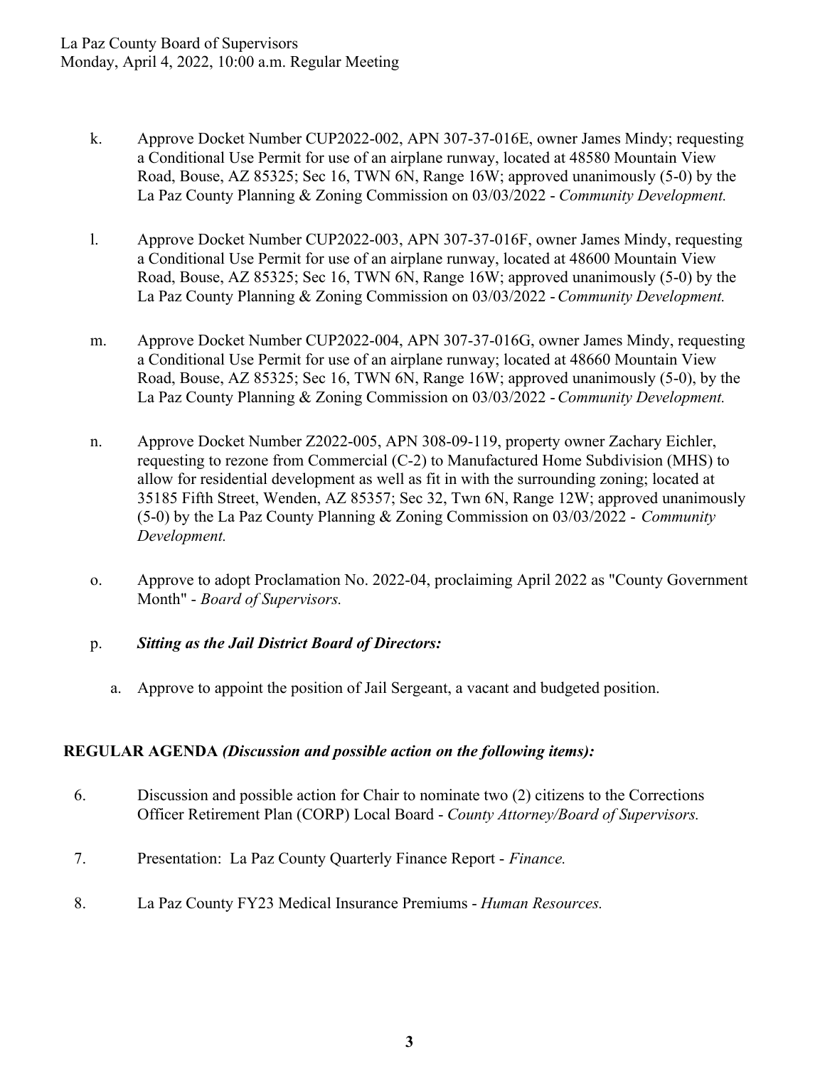k. Approve Docket Number CUP2022-002, APN 307-37-016E, owner James Mindy; requesting a Conditional Use Permit for use of an airplane runway, located at 48580 Mountain View Road, Bouse, AZ 85325; Sec 16, TWN 6N, Range 16W; approved unanimously (5-0) by the La Paz County Planning & Zoning Commission on 03/03/2022 - *Community Development.*

l. Approve Docket Number CUP2022-003, APN 307-37-016F, owner James Mindy, requesting a Conditional Use Permit for use of an airplane runway, located at 48600 Mountain View Road, Bouse, AZ 85325; Sec 16, TWN 6N, Range 16W; approved unanimously (5-0) by the La Paz County Planning & Zoning Commission on 03/03/2022 - *Community Development.*

m. Approve Docket Number CUP2022-004, APN 307-37-016G, owner James Mindy, requesting a Conditional Use Permit for use of an airplane runway; located at 48660 Mountain View Road, Bouse, AZ 85325; Sec 16, TWN 6N, Range 16W; approved unanimously (5-0), by the La Paz County Planning & Zoning Commission on 03/03/2022 - *Community Development.*

n. Approve Docket Number Z2022-005, APN 308-09-119, property owner Zachary Eichler, requesting to rezone from Commercial (C-2) to Manufactured Home Subdivision (MHS) to allow for residential development as well as fit in with the surrounding zoning; located at 35185 Fifth Street, Wenden, AZ 85357; Sec 32, Twn 6N, Range 12W; approved unanimously (5-0) by the La Paz County Planning & Zoning Commission on 03/03/2022 - *Community Development.*

o. Approve to adopt Proclamation No. 2022-04, proclaiming April 2022 as "County Government Month" - *Board of Supervisors.*

p. ***Sitting as the Jail District Board of Directors:***

   a. Approve to appoint the position of Jail Sergeant, a vacant and budgeted position.

**REGULAR AGENDA *(Discussion and possible action on the following items):***

6. Discussion and possible action for Chair to nominate two (2) citizens to the Corrections Officer Retirement Plan (CORP) Local Board - *County Attorney/Board of Supervisors.*

7. Presentation: La Paz County Quarterly Finance Report - *Finance.*

8. La Paz County FY23 Medical Insurance Premiums - *Human Resources.*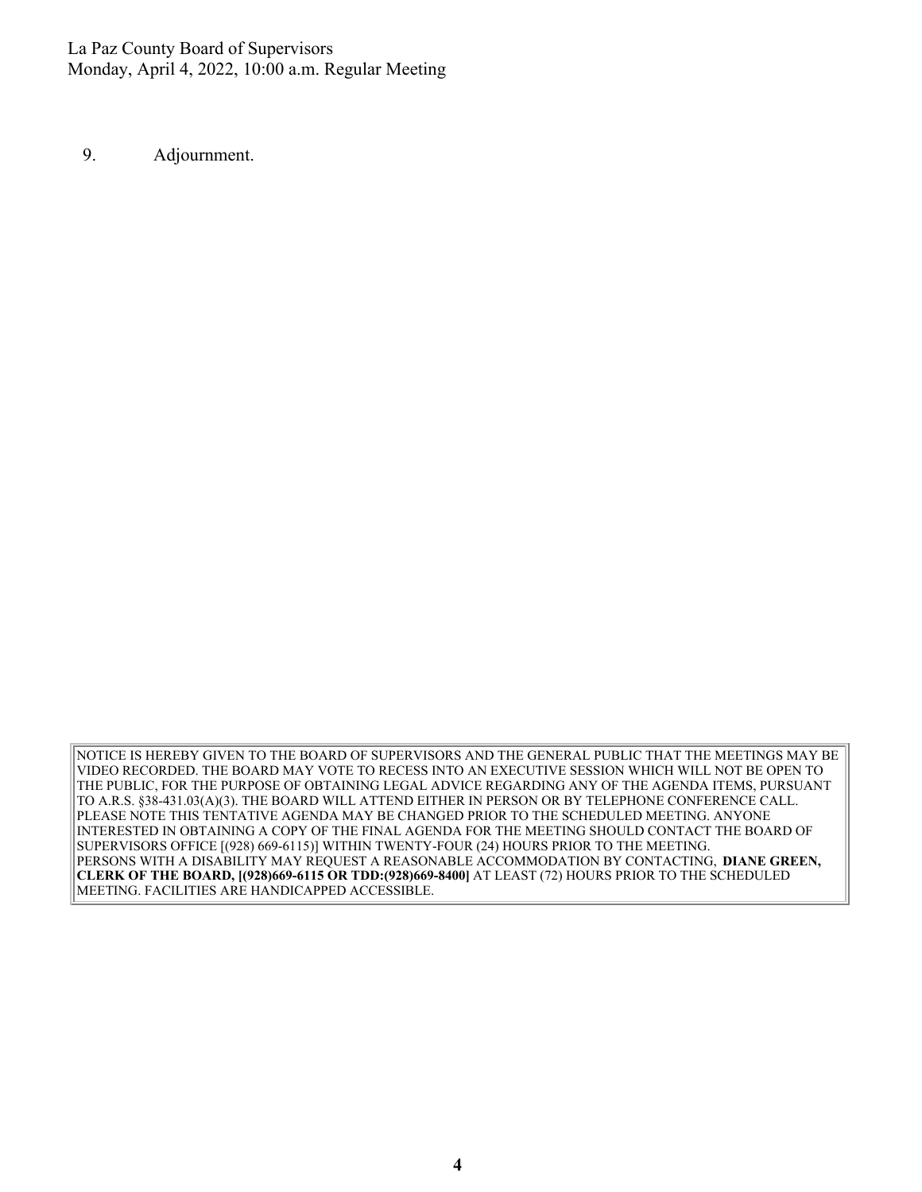9. Adjournment.

NOTICE IS HEREBY GIVEN TO THE BOARD OF SUPERVISORS AND THE GENERAL PUBLIC THAT THE MEETINGS MAY BE VIDEO RECORDED. THE BOARD MAY VOTE TO RECESS INTO AN EXECUTIVE SESSION WHICH WILL NOT BE OPEN TO THE PUBLIC, FOR THE PURPOSE OF OBTAINING LEGAL ADVICE REGARDING ANY OF THE AGENDA ITEMS, PURSUANT TO A.R.S. §38-431.03(A)(3). THE BOARD WILL ATTEND EITHER IN PERSON OR BY TELEPHONE CONFERENCE CALL. PLEASE NOTE THIS TENTATIVE AGENDA MAY BE CHANGED PRIOR TO THE SCHEDULED MEETING. ANYONE INTERESTED IN OBTAINING A COPY OF THE FINAL AGENDA FOR THE MEETING SHOULD CONTACT THE BOARD OF SUPERVISORS OFFICE [(928) 669-6115)] WITHIN TWENTY-FOUR (24) HOURS PRIOR TO THE MEETING. PERSONS WITH A DISABILITY MAY REQUEST A REASONABLE ACCOMMODATION BY CONTACTING, **DIANE GREEN, CLERK OF THE BOARD, [(928)669-6115 OR TDD:(928)669-8400]** AT LEAST (72) HOURS PRIOR TO THE SCHEDULED MEETING. FACILITIES ARE HANDICAPPED ACCESSIBLE.